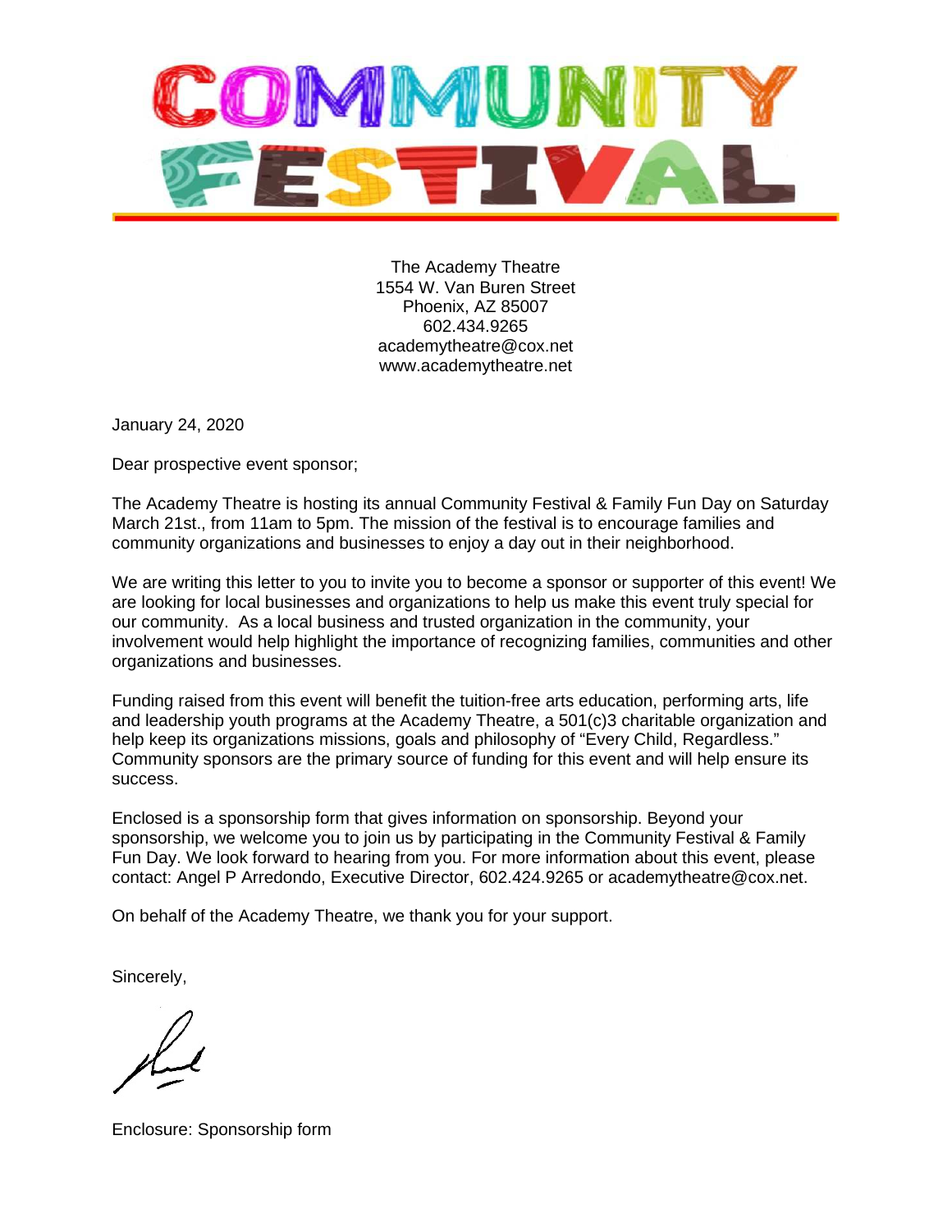# COMMUNITY FESTIVAL

The Academy Theatre
1554 W. Van Buren Street
Phoenix, AZ 85007
602.434.9265
academytheatre@cox.net
www.academytheatre.net

January 24, 2020

Dear prospective event sponsor;

The Academy Theatre is hosting its annual Community Festival & Family Fun Day on Saturday March 21st., from 11am to 5pm. The mission of the festival is to encourage families and community organizations and businesses to enjoy a day out in their neighborhood.

We are writing this letter to you to invite you to become a sponsor or supporter of this event! We are looking for local businesses and organizations to help us make this event truly special for our community. As a local business and trusted organization in the community, your involvement would help highlight the importance of recognizing families, communities and other organizations and businesses.

Funding raised from this event will benefit the tuition-free arts education, performing arts, life and leadership youth programs at the Academy Theatre, a 501(c)3 charitable organization and help keep its organizations missions, goals and philosophy of "Every Child, Regardless." Community sponsors are the primary source of funding for this event and will help ensure its success.

Enclosed is a sponsorship form that gives information on sponsorship. Beyond your sponsorship, we welcome you to join us by participating in the Community Festival & Family Fun Day. We look forward to hearing from you. For more information about this event, please contact: Angel P Arredondo, Executive Director, 602.424.9265 or academytheatre@cox.net.

On behalf of the Academy Theatre, we thank you for your support.

Sincerely,

Enclosure: Sponsorship form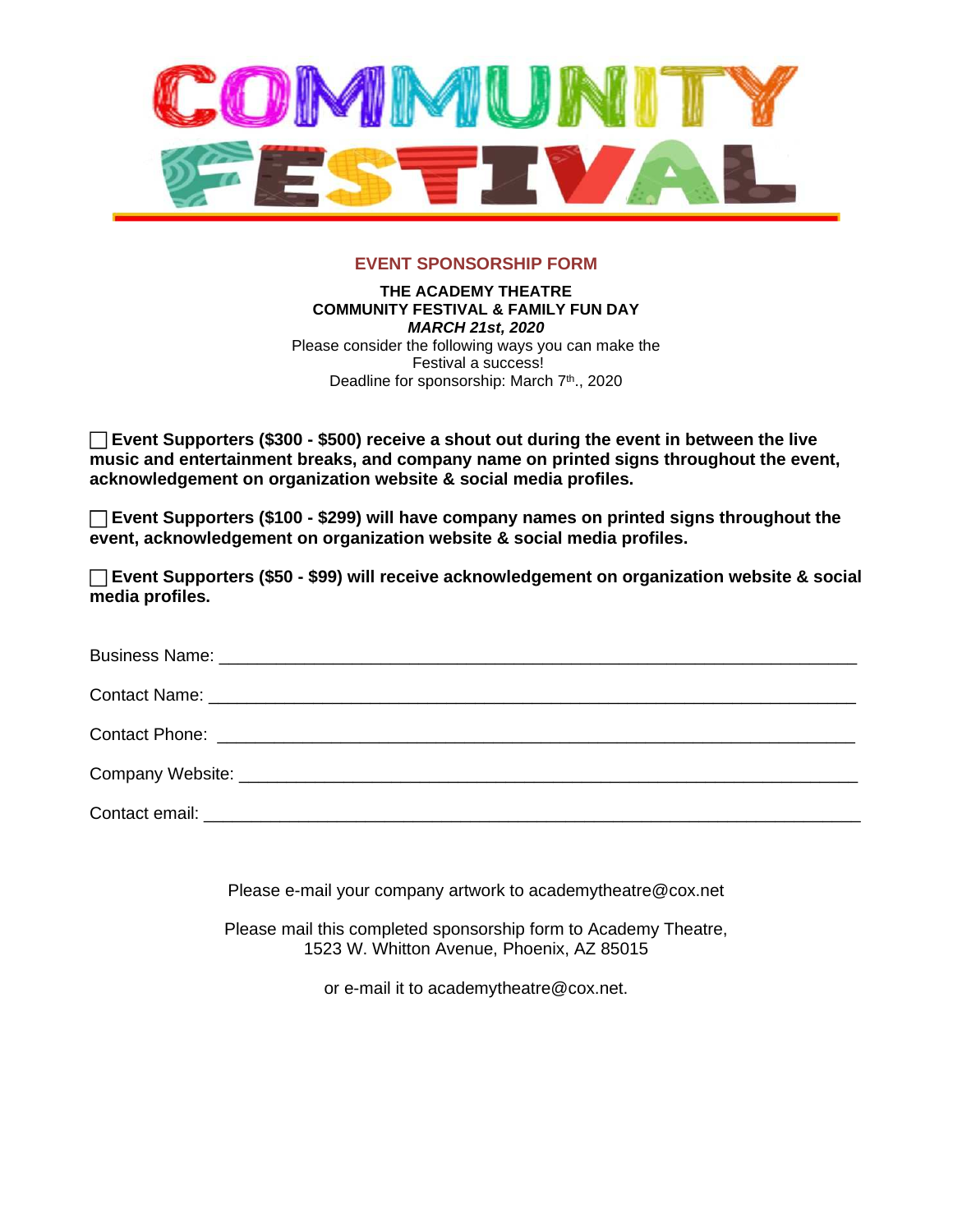# COMMUNITY FESTIVAL

## EVENT SPONSORSHIP FORM

**THE ACADEMY THEATRE**
**COMMUNITY FESTIVAL & FAMILY FUN DAY**
***MARCH 21st, 2020***
Please consider the following ways you can make the Festival a success!
Deadline for sponsorship: March 7th., 2020

☐ **Event Supporters ($300 - $500) receive a shout out during the event in between the live music and entertainment breaks, and company name on printed signs throughout the event, acknowledgement on organization website & social media profiles.**

☐ **Event Supporters ($100 - $299) will have company names on printed signs throughout the event, acknowledgement on organization website & social media profiles.**

☐ **Event Supporters ($50 - $99) will receive acknowledgement on organization website & social media profiles.**

Business Name: ____________________________________________

Contact Name: ____________________________________________

Contact Phone: ____________________________________________

Company Website: _________________________________________

Contact email: ____________________________________________

Please e-mail your company artwork to academytheatre@cox.net

Please mail this completed sponsorship form to Academy Theatre, 1523 W. Whitton Avenue, Phoenix, AZ 85015

or e-mail it to academytheatre@cox.net.